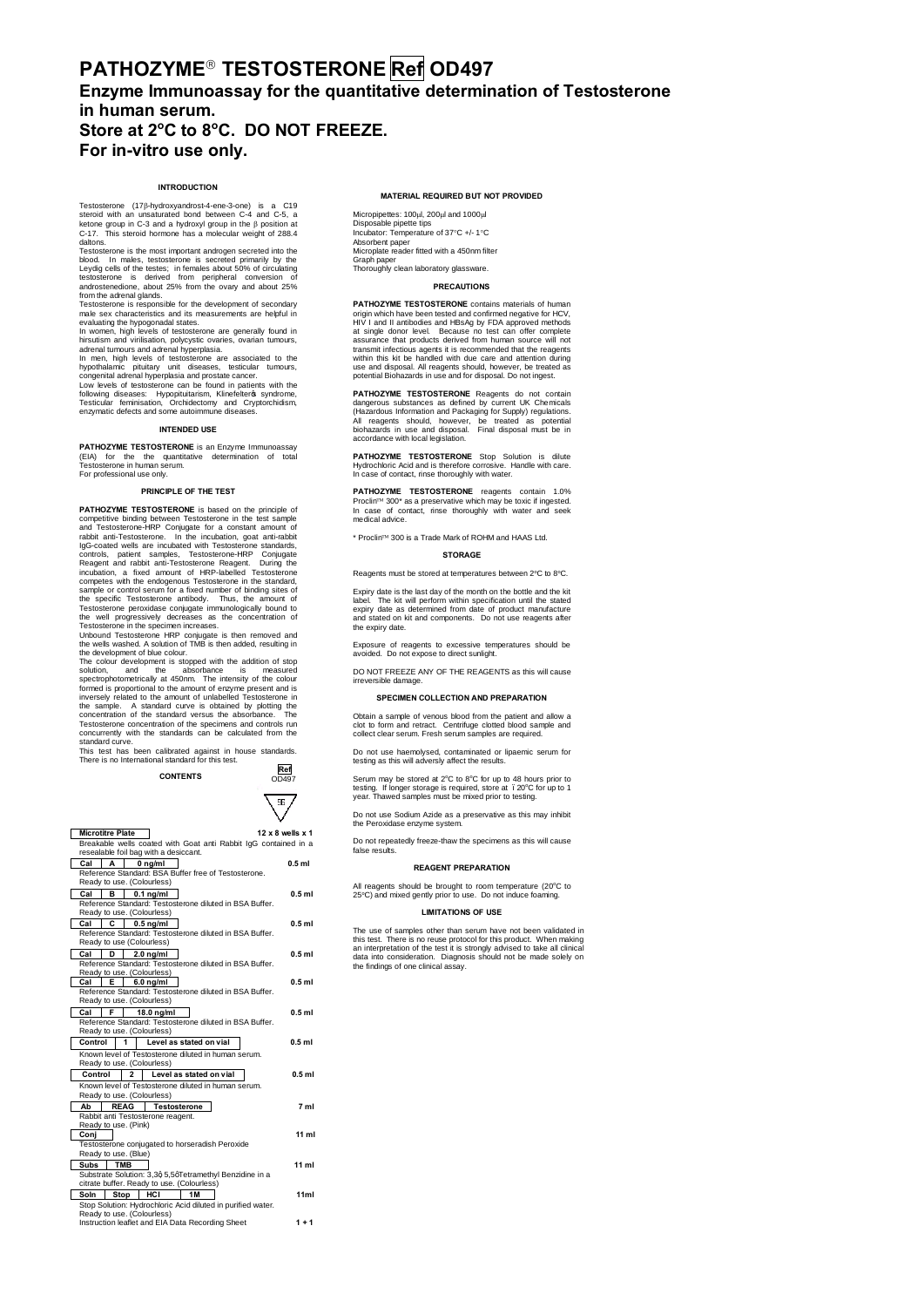# PATHOZYME® TESTOSTERONE Ref OD497

## Enzyme Immunoassay for the quantitative determination of Testosterone in human serum.

## Store at 2°C to 8°C. DO NOT FREEZE.

## For in-vitro use only.

### INTRODUCTION

Testosterone (17β-hydroxyandrost-4-ene-3-one) is a C19 steroid with an unsaturated bond between C-4 and C-5, a ketone group in C-3 and a hydroxyl group in the β position at C-17. This steroid hormone has a molecular weight of 288.4 daltons.

Testosterone is the most important androgen secreted into the blood. In males, testosterone is secreted primarily by the Leydig cells of the testes; in females about 50% of circulating testosterone is derived from peripheral conversion of androstenedione, about 25% from the ovary and about 25% from the adrenal glands.

Testosterone is responsible for the development of secondary male sex characteristics and its measurements are helpful in evaluating the hypogonadal states.

In women, high levels of testosterone are generally found in hirsutism and virilisation, polycystic ovaries, ovarian tumours, adrenal tumours and adrenal hyperplasia.

In men, high levels of testosterone are associated to the hypothalamic pituitary unit diseases, testicular tumours, congenital adrenal hyperplasia and prostate cancer.

Low levels of testosterone can be found in patients with the following diseases: Hypopituitarism, Klinefelter's syndrome, Testicular feminisation, Orchidectomy and Cryptorchidism, enzymatic defects and some autoimmune diseases.

### INTENDED USE

**PATHOZYME TESTOSTERONE** is an Enzyme Immunoassay (EIA) for the the quantitative determination of total Testosterone in human serum.

For professional use only.

### PRINCIPLE OF THE TEST

**PATHOZYME TESTOSTERONE** is based on the principle of competitive binding between Testosterone in the test sample and Testosterone-HRP Conjugate for a constant amount of rabbit anti-Testosterone. In the incubation, goat anti-rabbit IgG-coated wells are incubated with Testosterone standards, controls, patient samples, Testosterone-HRP Conjugate Reagent and rabbit anti-Testosterone Reagent. During the incubation, a fixed amount of HRP-labelled Testosterone competes with the endogenous Testosterone in the standard, sample or control serum for a fixed number of binding sites of the specific Testosterone antibody. Thus, the amount of Testosterone peroxidase conjugate immunologically bound to the well progressively decreases as the concentration of Testosterone in the specimen increases.

Unbound Testosterone HRP conjugate is then removed and the wells washed. A solution of TMB is then added, resulting in the development of blue colour.

The colour development is stopped with the addition of stop solution, and the absorbance is measured spectrophotometrically at 450nm. The intensity of the colour formed is proportional to the amount of enzyme present and is inversely related to the amount of unlabelled Testosterone in the sample. A standard curve is obtained by plotting the concentration of the standard versus the absorbance. The Testosterone concentration of the specimens and controls run concurrently with the standards can be calculated from the standard curve.

This test has been calibrated against in house standards. There is no International standard for this test.

### CONTENTS

Ref OD497

96

| Item | Description | Quantity |
|---|---|---|
| **Microtitre Plate** | Breakable wells coated with Goat anti Rabbit IgG contained in a resealable foil bag with a desiccant. | **12 x 8 wells x 1** |
| **Cal A 0 ng/ml** | Reference Standard: BSA Buffer free of Testosterone. Ready to use. (Colourless) | **0.5 ml** |
| **Cal B 0.1 ng/ml** | Reference Standard: Testosterone diluted in BSA Buffer. Ready to use. (Colourless) | **0.5 ml** |
| **Cal C 0.5 ng/ml** | Reference Standard: Testosterone diluted in BSA Buffer. Ready to use (Colourless) | **0.5 ml** |
| **Cal D 2.0 ng/ml** | Reference Standard: Testosterone diluted in BSA Buffer. Ready to use. (Colourless) | **0.5 ml** |
| **Cal E 6.0 ng/ml** | Reference Standard: Testosterone diluted in BSA Buffer. Ready to use. (Colourless) | **0.5 ml** |
| **Cal F 18.0 ng/ml** | Reference Standard: Testosterone diluted in BSA Buffer. Ready to use. (Colourless) | **0.5 ml** |
| **Control 1 Level as stated on vial** | Known level of Testosterone diluted in human serum. Ready to use. (Colourless) | **0.5 ml** |
| **Control 2 Level as stated on vial** | Known level of Testosterone diluted in human serum. Ready to use. (Colourless) | **0.5 ml** |
| **Ab REAG Testosterone** | Rabbit anti Testosterone reagent. Ready to use. (Pink) | **7 ml** |
| **Conj** | Testosterone conjugated to horseradish Peroxide Ready to use. (Blue) | **11 ml** |
| **Subs TMB** | Substrate Solution: 3,3',5,5'-Tetramethyl Benzidine in a citrate buffer. Ready to use. (Colourless) | **11 ml** |
| **Soln Stop HCl 1M** | Stop Solution: Hydrochloric Acid diluted in purified water. Ready to use. (Colourless) | **11ml** |
| Instruction leaflet and EIA Data Recording Sheet | | **1 + 1** |

### MATERIAL REQUIRED BUT NOT PROVIDED

Micropipettes: 100µl, 200µl and 1000µl
Disposable pipette tips
Incubator: Temperature of 37°C +/- 1°C
Absorbent paper
Microplate reader fitted with a 450nm filter
Graph paper
Thoroughly clean laboratory glassware.

### PRECAUTIONS

**PATHOZYME TESTOSTERONE** contains materials of human origin which have been tested and confirmed negative for HCV, HIV I and II antibodies and HBsAg by FDA approved methods at single donor level. Because no test can offer complete assurance that products derived from human source will not transmit infectious agents it is recommended that the reagents within this kit be handled with due care and attention during use and disposal. All reagents should, however, be treated as potential Biohazards in use and for disposal. Do not ingest.

**PATHOZYME TESTOSTERONE** Reagents do not contain dangerous substances as defined by current UK Chemicals (Hazardous Information and Packaging for Supply) regulations. All reagents should, however, be treated as potential biohazards in use and disposal. Final disposal must be in accordance with local legislation.

**PATHOZYME TESTOSTERONE** Stop Solution is dilute Hydrochloric Acid and is therefore corrosive. Handle with care. In case of contact, rinse thoroughly with water.

**PATHOZYME TESTOSTERONE** reagents contain 1.0% Proclin™ 300* as a preservative which may be toxic if ingested. In case of contact, rinse thoroughly with water and seek medical advice.

\* Proclin™ 300 is a Trade Mark of ROHM and HAAS Ltd.

### STORAGE

Reagents must be stored at temperatures between 2°C to 8°C.

Expiry date is the last day of the month on the bottle and the kit label. The kit will perform within specification until the stated expiry date as determined from date of product manufacture and stated on kit and components. Do not use reagents after the expiry date.

Exposure of reagents to excessive temperatures should be avoided. Do not expose to direct sunlight.

DO NOT FREEZE ANY OF THE REAGENTS as this will cause irreversible damage.

### SPECIMEN COLLECTION AND PREPARATION

Obtain a sample of venous blood from the patient and allow a clot to form and retract. Centrifuge clotted blood sample and collect clear serum. Fresh serum samples are required.

Do not use haemolysed, contaminated or lipaemic serum for testing as this will adversely affect the results.

Serum may be stored at 2°C to 8°C for up to 48 hours prior to testing. If longer storage is required, store at -20°C for up to 1 year. Thawed samples must be mixed prior to testing.

Do not use Sodium Azide as a preservative as this may inhibit the Peroxidase enzyme system.

Do not repeatedly freeze-thaw the specimens as this will cause false results.

### REAGENT PREPARATION

All reagents should be brought to room temperature (20°C to 25°C) and mixed gently prior to use. Do not induce foaming.

### LIMITATIONS OF USE

The use of samples other than serum have not been validated in this test. There is no reuse protocol for this product. When making an interpretation of the test it is strongly advised to take all clinical data into consideration. Diagnosis should not be made solely on the findings of one clinical assay.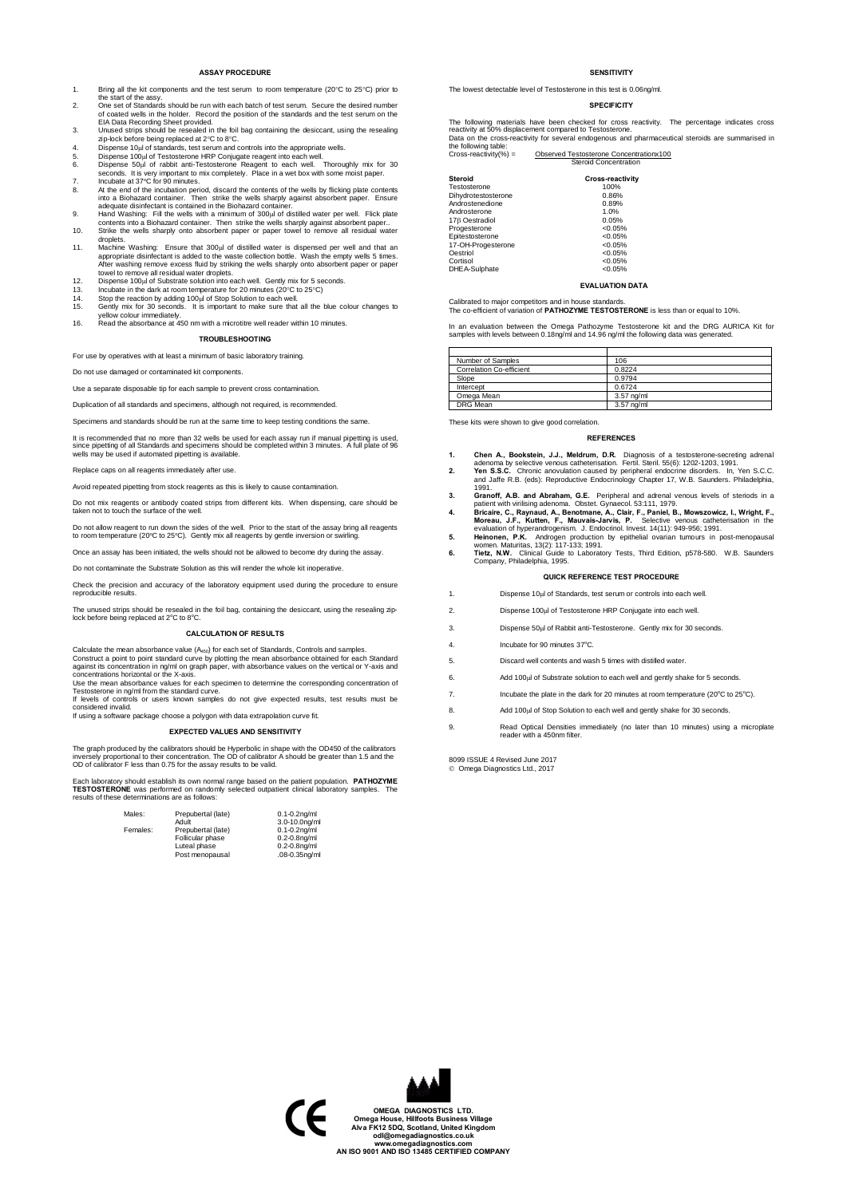## ASSAY PROCEDURE

1. Bring all the kit components and the test serum to room temperature (20°C to 25°C) prior to the start of the assy.
2. One set of Standards should be run with each batch of test serum. Secure the desired number of coated wells in the holder. Record the position of the standards and the test serum on the EIA Data Recording Sheet provided.
3. Unused strips should be resealed in the foil bag containing the desiccant, using the resealing zip-lock before being replaced at 2°C to 8°C.
4. Dispense 10μl of standards, test serum and controls into the appropriate wells.
5. Dispense 100μl of Testosterone HRP Conjugate reagent into each well.
6. Dispense 50μl of rabbit anti-Testosterone Reagent to each well. Thoroughly mix for 30 seconds. It is very important to mix completely. Place in a wet box with some moist paper.
7. Incubate at 37°C for 90 minutes.
8. At the end of the incubation period, discard the contents of the wells by flicking plate contents into a Biohazard container. Then strike the wells sharply against absorbent paper. Ensure adequate disinfectant is contained in the Biohazard container.
9. Hand Washing: Fill the wells with a minimum of 300μl of distilled water per well. Flick plate contents into a Biohazard container. Then strike the wells sharply against absorbent paper..
10. Strike the wells sharply onto absorbent paper or paper towel to remove all residual water droplets.
11. Machine Washing: Ensure that 300μl of distilled water is dispensed per well and that an appropriate disinfectant is added to the waste collection bottle. Wash the empty wells 5 times. After washing remove excess fluid by striking the wells sharply onto absorbent paper or paper towel to remove all residual water droplets.
12. Dispense 100μl of Substrate solution into each well. Gently mix for 5 seconds.
13. Incubate in the dark at room temperature for 20 minutes (20°C to 25°C)
14. Stop the reaction by adding 100μl of Stop Solution to each well.
15. Gently mix for 30 seconds. It is important to make sure that all the blue colour changes to yellow colour immediately.
16. Read the absorbance at 450 nm with a microtitre well reader within 10 minutes.

## TROUBLESHOOTING

For use by operatives with at least a minimum of basic laboratory training.

Do not use damaged or contaminated kit components.

Use a separate disposable tip for each sample to prevent cross contamination.

Duplication of all standards and specimens, although not required, is recommended.

Specimens and standards should be run at the same time to keep testing conditions the same.

It is recommended that no more than 32 wells be used for each assay run if manual pipetting is used, since pipetting of all Standards and specimens should be completed within 3 minutes. A full plate of 96 wells may be used if automated pipetting is available.

Replace caps on all reagents immediately after use.

Avoid repeated pipetting from stock reagents as this is likely to cause contamination.

Do not mix reagents or antibody coated strips from different kits. When dispensing, care should be taken not to touch the surface of the well.

Do not allow reagent to run down the sides of the well. Prior to the start of the assay bring all reagents to room temperature (20°C to 25°C). Gently mix all reagents by gentle inversion or swirling.

Once an assay has been initiated, the wells should not be allowed to become dry during the assay.

Do not contaminate the Substrate Solution as this will render the whole kit inoperative.

Check the precision and accuracy of the laboratory equipment used during the procedure to ensure reproducible results.

The unused strips should be resealed in the foil bag, containing the desiccant, using the resealing zip-lock before being replaced at 2°C to 8°C.

## CALCULATION OF RESULTS

Calculate the mean absorbance value ($A_{450}$) for each set of Standards, Controls and samples.
Construct a point to point standard curve by plotting the mean absorbance obtained for each Standard against its concentration in ng/ml on graph paper, with absorbance values on the vertical or Y-axis and concentrations horizontal or the X-axis.
Use the mean absorbance values for each specimen to determine the corresponding concentration of Testosterone in ng/ml from the standard curve.
If levels of controls or users known samples do not give expected results, test results must be considered invalid.
If using a software package choose a polygon with data extrapolation curve fit.

## EXPECTED VALUES AND SENSITIVITY

The graph produced by the calibrators should be Hyperbolic in shape with the OD450 of the calibrators inversely proportional to their concentration. The OD of calibrator A should be greater than 1.5 and the OD of calibrator F less than 0.75 for the assay results to be valid.

Each laboratory should establish its own normal range based on the patient population. **PATHOZYME TESTOSTERONE** was performed on randomly selected outpatient clinical laboratory samples. The results of these determinations are as follows:

| | | |
|---|---|---|
| Males: | Prepubertal (late) | 0.1-0.2ng/ml |
| | Adult | 3.0-10.0ng/ml |
| Females: | Prepubertal (late) | 0.1-0.2ng/ml |
| | Follicular phase | 0.2-0.8ng/ml |
| | Luteal phase | 0.2-0.8ng/ml |
| | Post menopausal | .08-0.35ng/ml |

## SENSITIVITY

The lowest detectable level of Testosterone in this test is 0.06ng/ml.

## SPECIFICITY

The following materials have been checked for cross reactivity. The percentage indicates cross reactivity at 50% displacement compared to Testosterone.
Data on the cross-reactivity for several endogenous and pharmaceutical steroids are summarised in the following table:

$$\text{Cross-reactivity(\%)} = \frac{\text{Observed Testosterone Concentration} \times 100}{\text{Steroid Concentration}}$$

| Steroid | Cross-reactivity |
|---|---|
| Testosterone | 100% |
| Dihydrotestosterone | 0.86% |
| Androstenedione | 0.89% |
| Androsterone | 1.0% |
| 17β Oestradiol | 0.05% |
| Progesterone | <0.05% |
| Epitestosterone | <0.05% |
| 17-OH-Progesterone | <0.05% |
| Oestriol | <0.05% |
| Cortisol | <0.05% |
| DHEA-Sulphate | <0.05% |

## EVALUATION DATA

Calibrated to major competitors and in house standards.
The co-efficient of variation of **PATHOZYME TESTOSTERONE** is less than or equal to 10%.

In an evaluation between the Omega Pathozyme Testosterone kit and the DRG AURICA Kit for samples with levels between 0.18ng/ml and 14.96 ng/ml the following data was generated.

| | |
|---|---|
| Number of Samples | 106 |
| Correlation Co-efficient | 0.8224 |
| Slope | 0.9794 |
| Intercept | 0.6724 |
| Omega Mean | 3.57 ng/ml |
| DRG Mean | 3.57 ng/ml |

These kits were shown to give good correlation.

## REFERENCES

1. **Chen A., Bookstein, J.J., Meldrum, D.R.** Diagnosis of a testosterone-secreting adrenal adenoma by selective venous catheterisation. Fertil. Steril. 55(6): 1202-1203, 1991.
2. **Yen S.S.C.** Chronic anovulation caused by peripheral endocrine disorders. In, Yen S.C.C. and Jaffe R.B. (eds): Reproductive Endocrinology Chapter 17, W.B. Saunders. Philadelphia, 1991.
3. **Granoff, A.B. and Abraham, G.E.** Peripheral and adrenal venous levels of steroids in a patient with virilising adenoma. Obstet. Gynaecol. 53:111, 1979.
4. **Bricaire, C., Raynaud, A., Benotmane, A., Clair, F., Paniel, B., Mowszowicz, I., Wright, F., Moreau, J.F., Kutten, F., Mauvais-Jarvis, P.** Selective venous catheterisation in the evaluation of hyperandrogenism. J. Endocrinol. Invest. 14(11): 949-956; 1991.
5. **Heinonen, P.K.** Androgen production by epithelial ovarian tumours in post-menopausal women. Maturitas, 13(2): 117-133; 1991.
6. **Tietz, N.W.** Clinical Guide to Laboratory Tests, Third Edition, p578-580. W.B. Saunders Company, Philadelphia, 1995.

## QUICK REFERENCE TEST PROCEDURE

1. Dispense 10μl of Standards, test serum or controls into each well.
2. Dispense 100μl of Testosterone HRP Conjugate into each well.
3. Dispense 50μl of Rabbit anti-Testosterone. Gently mix for 30 seconds.
4. Incubate for 90 minutes 37°C.
5. Discard well contents and wash 5 times with distilled water.
6. Add 100μl of Substrate solution to each well and gently shake for 5 seconds.
7. Incubate the plate in the dark for 20 minutes at room temperature (20°C to 25°C).
8. Add 100μl of Stop Solution to each well and gently shake for 30 seconds.
9. Read Optical Densities immediately (no later than 10 minutes) using a microplate reader with a 450nm filter.

8099 ISSUE 4 Revised June 2017
© Omega Diagnostics Ltd., 2017

CE

**OMEGA DIAGNOSTICS LTD.**
**Omega House, Hillfoots Business Village**
**Alva FK12 5DQ, Scotland, United Kingdom**
**odl@omegadiagnostics.co.uk**
**www.omegadiagnostics.com**
**AN ISO 9001 AND ISO 13485 CERTIFIED COMPANY**